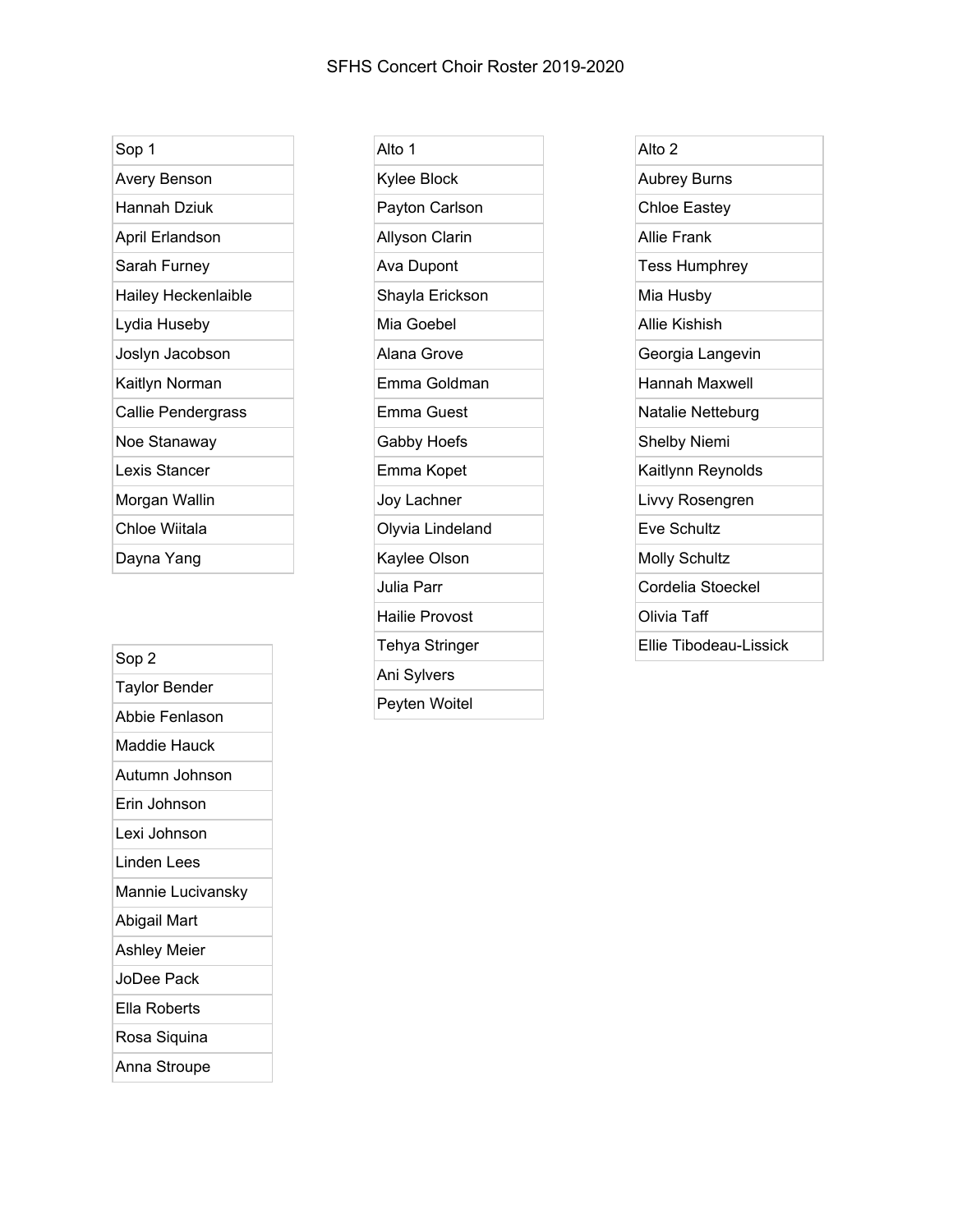# SFHS Concert Choir Roster 2019-2020

| Sop 1 |
|---|
| Avery Benson |
| Hannah Dziuk |
| April Erlandson |
| Sarah Furney |
| Hailey Heckenlaible |
| Lydia Huseby |
| Joslyn Jacobson |
| Kaitlyn Norman |
| Callie Pendergrass |
| Noe Stanaway |
| Lexis Stancer |
| Morgan Wallin |
| Chloe Wiitala |
| Dayna Yang |

| Sop 2 |
|---|
| Taylor Bender |
| Abbie Fenlason |
| Maddie Hauck |
| Autumn Johnson |
| Erin Johnson |
| Lexi Johnson |
| Linden Lees |
| Mannie Lucivansky |
| Abigail Mart |
| Ashley Meier |
| JoDee Pack |
| Ella Roberts |
| Rosa Siquina |
| Anna Stroupe |

| Alto 1 |
|---|
| Kylee Block |
| Payton Carlson |
| Allyson Clarin |
| Ava Dupont |
| Shayla Erickson |
| Mia Goebel |
| Alana Grove |
| Emma Goldman |
| Emma Guest |
| Gabby Hoefs |
| Emma Kopet |
| Joy Lachner |
| Olyvia Lindeland |
| Kaylee Olson |
| Julia Parr |
| Hailie Provost |
| Tehya Stringer |
| Ani Sylvers |
| Peyten Woitel |

| Alto 2 |
|---|
| Aubrey Burns |
| Chloe Eastey |
| Allie Frank |
| Tess Humphrey |
| Mia Husby |
| Allie Kishish |
| Georgia Langevin |
| Hannah Maxwell |
| Natalie Netteburg |
| Shelby Niemi |
| Kaitlynn Reynolds |
| Livvy Rosengren |
| Eve Schultz |
| Molly Schultz |
| Cordelia Stoeckel |
| Olivia Taff |
| Ellie Tibodeau-Lissick |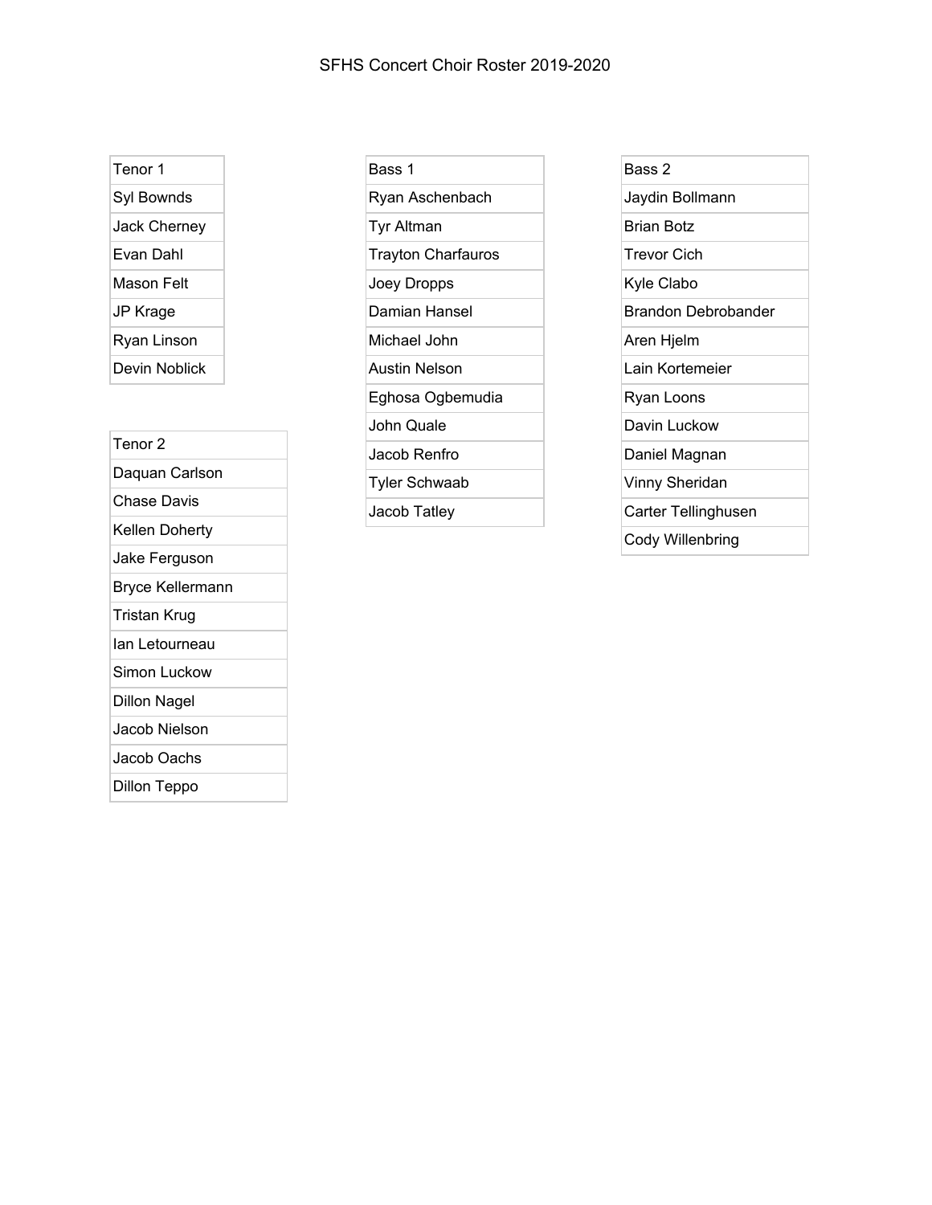# SFHS Concert Choir Roster 2019-2020

| Tenor 1 |
|---|
| Syl Bownds |
| Jack Cherney |
| Evan Dahl |
| Mason Felt |
| JP Krage |
| Ryan Linson |
| Devin Noblick |

| Tenor 2 |
|---|
| Daquan Carlson |
| Chase Davis |
| Kellen Doherty |
| Jake Ferguson |
| Bryce Kellermann |
| Tristan Krug |
| Ian Letourneau |
| Simon Luckow |
| Dillon Nagel |
| Jacob Nielson |
| Jacob Oachs |
| Dillon Teppo |

| Bass 1 |
|---|
| Ryan Aschenbach |
| Tyr Altman |
| Trayton Charfauros |
| Joey Dropps |
| Damian Hansel |
| Michael John |
| Austin Nelson |
| Eghosa Ogbemudia |
| John Quale |
| Jacob Renfro |
| Tyler Schwaab |
| Jacob Tatley |

| Bass 2 |
|---|
| Jaydin Bollmann |
| Brian Botz |
| Trevor Cich |
| Kyle Clabo |
| Brandon Debrobander |
| Aren Hjelm |
| Lain Kortemeier |
| Ryan Loons |
| Davin Luckow |
| Daniel Magnan |
| Vinny Sheridan |
| Carter Tellinghusen |
| Cody Willenbring |